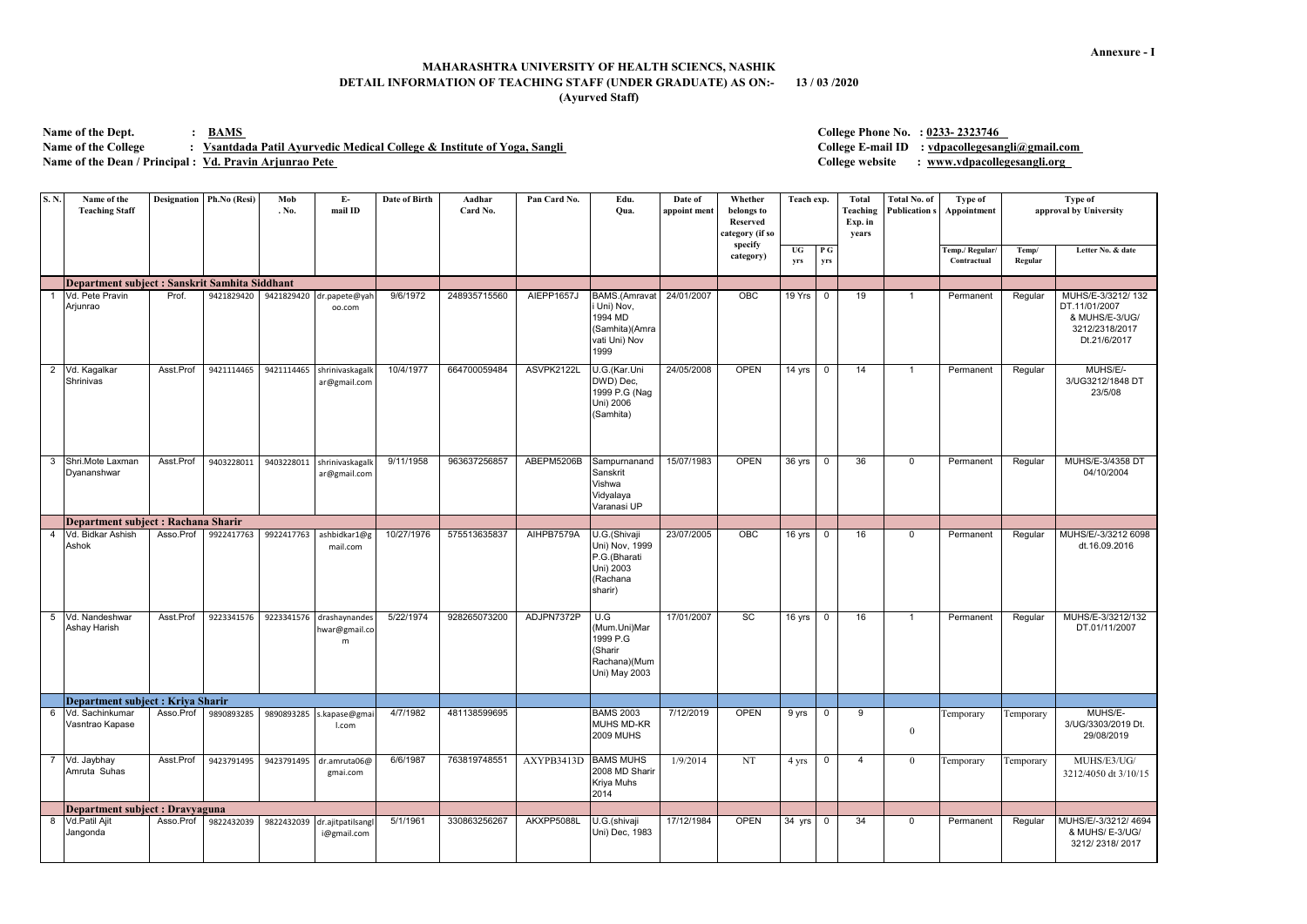Annexure - I

# MAHARASHTRA UNIVERSITY OF HEALTH SCIENCS, NASHIK

## DETAIL INFORMATION OF TEACHING STAFF (UNDER GRADUATE) AS ON:- 13 / 03 /2020

### (Ayurved Staff)

**Name of the Dept.** : **BAMS**
**Name of the College** : **Vsantdada Patil Ayurvedic Medical College & Institute of Yoga, Sangli**
**Name of the Dean / Principal** : **Vd. Pravin Arjunrao Pete**

**College Phone No.** : **0233- 2323746**
**College E-mail ID** : **vdpacollegesangli@gmail.com**
**College website** : **www.vdpacollegesangli.org**

| S. N. | Name of the Teaching Staff | Designation | Ph.No (Resi) | Mob . No. | E-mail ID | Date of Birth | Aadhar Card No. | Pan Card No. | Edu. Qua. | Date of appoint ment | Whether belongs to Reserved category (if so specify category) | Teach exp. | | Total Teaching Exp. in years | Total No. of Publication s | Type of Appointment | Type of approval by University | |
|---|---|---|---|---|---|---|---|---|---|---|---|---|---|---|---|---|---|---|
| | | | | | | | | | | | | UG yrs | P G yrs | | | Temp./ Regular/ Contractual | Temp/ Regular | Letter No. & date |
| | **Department subject : Sanskrit Samhita Siddhant** | | | | | | | | | | | | | | | | | |
| 1 | Vd. Pete Pravin Arjunrao | Prof. | 9421829420 | 9421829420 | dr.papete@yahoo.com | 9/6/1972 | 248935715560 | AIEPP1657J | BAMS.(Amravati Uni) Nov, 1994 MD (Samhita)(Amravati Uni) Nov 1999 | 24/01/2007 | OBC | 19 Yrs | 0 | 19 | 1 | Permanent | Regular | MUHS/E-3/3212/ 132 DT.11/01/2007 & MUHS/E-3/UG/ 3212/2318/2017 Dt.21/6/2017 |
| 2 | Vd. Kagalkar Shrinivas | Asst.Prof | 9421114465 | 9421114465 | shrinivaskagalkar@gmail.com | 10/4/1977 | 664700059484 | ASVPK2122L | U.G.(Kar.Uni DWD) Dec, 1999 P.G (Nag Uni) 2006 (Samhita) | 24/05/2008 | OPEN | 14 yrs | 0 | 14 | 1 | Permanent | Regular | MUHS/E/-3/UG3212/1848 DT 23/5/08 |
| 3 | Shri.Mote Laxman Dyananshwar | Asst.Prof | 9403228011 | 9403228011 | shrinivaskagalkar@gmail.com | 9/11/1958 | 963637256857 | ABEPM5206B | Sampurnanand Sanskrit Vishwa Vidyalaya Varanasi UP | 15/07/1983 | OPEN | 36 yrs | 0 | 36 | 0 | Permanent | Regular | MUHS/E-3/4358 DT 04/10/2004 |
| | **Department subject : Rachana Sharir** | | | | | | | | | | | | | | | | | |
| 4 | Vd. Bidkar Ashish Ashok | Asso.Prof | 9922417763 | 9922417763 | ashbidkar1@gmail.com | 10/27/1976 | 575513635837 | AIHPB7579A | U.G.(Shivaji Uni) Nov, 1999 P.G.(Bharati Uni) 2003 (Rachana sharir) | 23/07/2005 | OBC | 16 yrs | 0 | 16 | 0 | Permanent | Regular | MUHS/E-/3/3212 6098 dt.16.09.2016 |
| 5 | Vd. Nandeshwar Ashay Harish | Asst.Prof | 9223341576 | 9223341576 | drashaynandeshwar@gmail.com | 5/22/1974 | 928265073200 | ADJPN7372P | U.G (Mum.Uni)Mar 1999 P.G (Sharir Rachana)(Mum Uni) May 2003 | 17/01/2007 | SC | 16 yrs | 0 | 16 | 1 | Permanent | Regular | MUHS/E-3/3212/132 DT.01/11/2007 |
| | **Department subject : Kriya Sharir** | | | | | | | | | | | | | | | | | |
| 6 | Vd. Sachinkumar Vasntrao Kapase | Asso.Prof | 9890893285 | 9890893285 | s.kapase@gmail.com | 4/7/1982 | 481138599695 | | BAMS 2003 MUHS MD-KR 2009 MUHS | 7/12/2019 | OPEN | 9 yrs | 0 | 9 | 0 | Temporary | Temporary | MUHS/E-3/UG/3303/2019 Dt. 29/08/2019 |
| 7 | Vd. Jaybhay Amruta Suhas | Asst.Prof | 9423791495 | 9423791495 | dr.amruta06@gmai.com | 6/6/1987 | 763819748551 | AXYPB3413D | BAMS MUHS 2008 MD Sharir Kriya Muhs 2014 | 1/9/2014 | NT | 4 yrs | 0 | 4 | 0 | Temporary | Temporary | MUHS/E3/UG/ 3212/4050 dt 3/10/15 |
| | **Department subject : Dravyaguna** | | | | | | | | | | | | | | | | | |
| 8 | Vd.Patil Ajit Jangonda | Asso.Prof | 9822432039 | 9822432039 | dr.ajitpatilsangli@gmail.com | 5/1/1961 | 330863256267 | AKXPP5088L | U.G.(shivaji Uni) Dec, 1983 | 17/12/1984 | OPEN | 34 yrs | 0 | 34 | 0 | Permanent | Regular | MUHS/E/-3/3212/ 4694 & MUHS/ E-3/UG/ 3212/ 2318/ 2017 |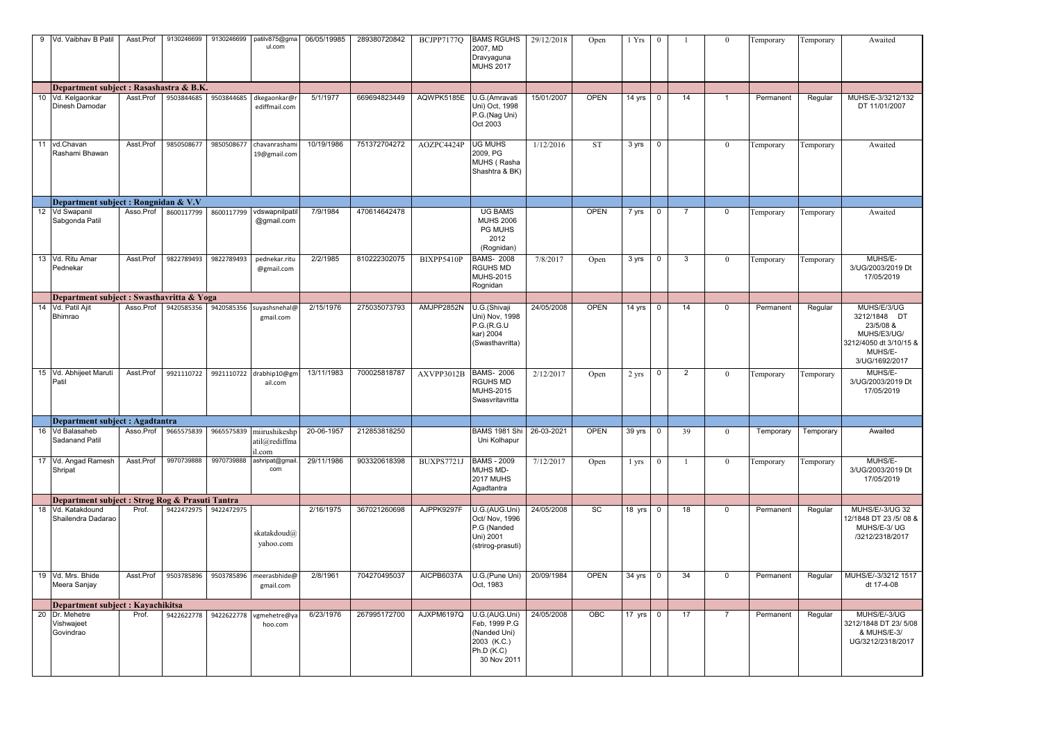| 9 | Vd. Vaibhav B Patil | Asst.Prof | 9130246699 | 9130246699 | patilv875@gmail.com | 06/05/19985 | 289380720842 | BCJPP7177Q | BAMS RGUHS 2007, MD Dravyaguna MUHS 2017 | 29/12/2018 | Open | 1 Yrs | 0 | 1 | 0 | Temporary | Temporary | Awaited |
|---|---|---|---|---|---|---|---|---|---|---|---|---|---|---|---|---|---|---|
| | **Department subject : Rasashastra & B.K.** | | | | | | | | | | | | | | | | | |
| 10 | Vd. Kelgaonkar Dinesh Damodar | Asst.Prof | 9503844685 | 9503844685 | dkegaonkar@rediffmail.com | 5/1/1977 | 669694823449 | AQWPK5185E | U.G.(Amravati Uni) Oct, 1998 P.G.(Nag Uni) Oct 2003 | 15/01/2007 | OPEN | 14 yrs | 0 | 14 | 1 | Permanent | Regular | MUHS/E-3/3212/132 DT 11/01/2007 |
| 11 | vd.Chavan Rashami Bhawan | Asst.Prof | 9850508677 | 9850508677 | chavanrashami19@gmail.com | 10/19/1986 | 751372704272 | AOZPC4424P | UG MUHS 2009, PG MUHS ( Rasha Shashtra & BK) | 1/12/2016 | ST | 3 yrs | 0 | | 0 | Temporary | Temporary | Awaited |
| | **Department subject : Rongnidan & V.V** | | | | | | | | | | | | | | | | | |
| 12 | Vd Swapanil Sabgonda Patil | Asso.Prof | 8600117799 | 8600117799 | vdswapnilpatil@gmail.com | 7/9/1984 | 470614642478 | | UG BAMS MUHS 2006 PG MUHS 2012 (Rognidan) | | OPEN | 7 yrs | 0 | 7 | 0 | Temporary | Temporary | Awaited |
| 13 | Vd. Ritu Amar Pednekar | Asst.Prof | 9822789493 | 9822789493 | pednekar.ritu@gmail.com | 2/2/1985 | 810222302075 | BIXPP5410P | BAMS- 2008 RGUHS MD MUHS-2015 Rognidan | 7/8/2017 | Open | 3 yrs | 0 | 3 | 0 | Temporary | Temporary | MUHS/E-3/UG/2003/2019 Dt 17/05/2019 |
| | **Department subject : Swasthavritta & Yoga** | | | | | | | | | | | | | | | | | |
| 14 | Vd. Patil Ajit Bhimrao | Asso.Prof | 9420585356 | 9420585356 | suyashsnehal@gmail.com | 2/15/1976 | 275035073793 | AMJPP2852N | U.G.(Shivaji Uni) Nov, 1998 P.G.(R.G.U kar) 2004 (Swasthavritta) | 24/05/2008 | OPEN | 14 yrs | 0 | 14 | 0 | Permanent | Regular | MUHS/E/3/UG 3212/1848 DT 23/5/08 & MUHS/E3/UG/3212/4050 dt 3/10/15 & MUHS/E-3/UG/1692/2017 |
| 15 | Vd. Abhijeet Maruti Patil | Asst.Prof | 9921110722 | 9921110722 | drabhip10@gmail.com | 13/11/1983 | 700025818787 | AXVPP3012B | BAMS- 2006 RGUHS MD MUHS-2015 Swasvritavritta | 2/12/2017 | Open | 2 yrs | 0 | 2 | 0 | Temporary | Temporary | MUHS/E-3/UG/2003/2019 Dt 17/05/2019 |
| | **Department subject : Agadtantra** | | | | | | | | | | | | | | | | | |
| 16 | Vd Balasaheb Sadanand Patil | Asso.Prof | 9665575839 | 9665575839 | miirushikeshpatil@rediffmail.com | 20-06-1957 | 212853818250 | | BAMS 1981 Shi Uni Kolhapur | 26-03-2021 | OPEN | 39 yrs | 0 | 39 | 0 | Temporary | Temporary | Awaited |
| 17 | Vd. Angad Ramesh Shripat | Asst.Prof | 9970739888 | 9970739888 | ashripat@gmail.com | 29/11/1986 | 903320618398 | BUXPS7721J | BAMS - 2009 MUHS MD-2017 MUHS Agadtantra | 7/12/2017 | Open | 1 yrs | 0 | 1 | 0 | Temporary | Temporary | MUHS/E-3/UG/2003/2019 Dt 17/05/2019 |
| | **Department subject : Strog Rog & Prasuti Tantra** | | | | | | | | | | | | | | | | | |
| 18 | Vd. Katakdound Shailendra Dadarao | Prof. | 9422472975 | 9422472975 | skatakdoud@yahoo.com | 2/16/1975 | 367021260698 | AJPPK9297F | U.G.(AUG.Uni) Oct/ Nov, 1996 P.G (Nanded Uni) 2001 (strirog-prasuti) | 24/05/2008 | SC | 18 yrs | 0 | 18 | 0 | Permanent | Regular | MUHS/E/-3/UG 32 12/1848 DT 23 /5/ 08 & MUHS/E-3/ UG /3212/2318/2017 |
| 19 | Vd. Mrs. Bhide Meera Sanjay | Asst.Prof | 9503785896 | 9503785896 | meerasbhide@gmail.com | 2/8/1961 | 704270495037 | AICPB6037A | U.G.(Pune Uni) Oct, 1983 | 20/09/1984 | OPEN | 34 yrs | 0 | 34 | 0 | Permanent | Regular | MUHS/E/-3/3212 1517 dt 17-4-08 |
| | **Department subject : Kayachikitsa** | | | | | | | | | | | | | | | | | |
| 20 | Dr. Mehetre Vishwajeet Govindrao | Prof. | 9422622778 | 9422622778 | vgmehetre@yahoo.com | 6/23/1976 | 267995172700 | AJXPM6197Q | U.G.(AUG.Uni) Feb, 1999 P.G (Nanded Uni) 2003 (K.C.) Ph.D (K.C) 30 Nov 2011 | 24/05/2008 | OBC | 17 yrs | 0 | 17 | 7 | Permanent | Regular | MUHS/E/-3/UG 3212/1848 DT 23/ 5/08 & MUHS/E-3/ UG/3212/2318/2017 |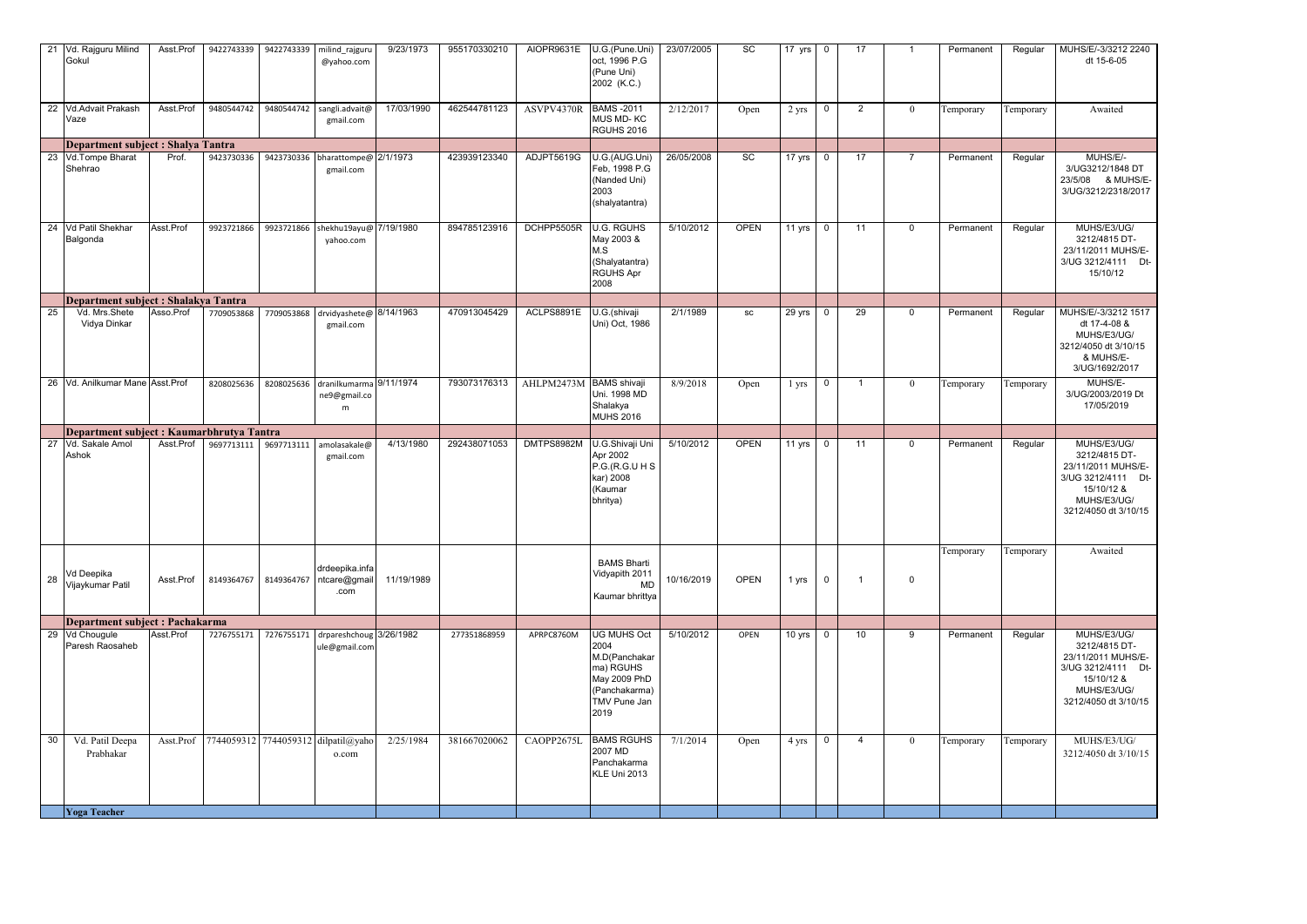| | | | | | | | | | | | | | | | | | | | |
|---|---|---|---|---|---|---|---|---|---|---|---|---|---|---|---|---|---|---|---|
| 21 | Vd. Rajguru Milind Gokul | Asst.Prof | 9422743339 | 9422743339 | milind_rajguru @yahoo.com | 9/23/1973 | 955170330210 | AIOPR9631E | U.G.(Pune.Uni) oct, 1996 P.G (Pune Uni) 2002 (K.C.) | 23/07/2005 | SC | 17 yrs | 0 | 17 | 1 | Permanent | Regular | MUHS/E/-3/3212 2240 dt 15-6-05 |
| 22 | Vd.Advait Prakash Vaze | Asst.Prof | 9480544742 | 9480544742 | sangli.advait@ gmail.com | 17/03/1990 | 462544781123 | ASVPV4370R | BAMS -2011 MUS MD- KC RGUHS 2016 | 2/12/2017 | Open | 2 yrs | 0 | 2 | 0 | Temporary | Temporary | Awaited |
| | **Department subject : Shalya Tantra** | | | | | | | | | | | | | | | | | |
| 23 | Vd.Tompe Bharat Shehrao | Prof. | 9423730336 | 9423730336 | bharattompe@ gmail.com | 2/1/1973 | 423939123340 | ADJPT5619G | U.G.(AUG.Uni) Feb, 1998 P.G (Nanded Uni) 2003 (shalyatantra) | 26/05/2008 | SC | 17 yrs | 0 | 17 | 7 | Permanent | Regular | MUHS/E/-3/UG3212/1848 DT 23/5/08 & MUHS/E-3/UG/3212/2318/2017 |
| 24 | Vd Patil Shekhar Balgonda | Asst.Prof | 9923721866 | 9923721866 | shekhu19ayu@ yahoo.com | 7/19/1980 | 894785123916 | DCHPP5505R | U.G. RGUHS May 2003 & M.S (Shalyatantra) RGUHS Apr 2008 | 5/10/2012 | OPEN | 11 yrs | 0 | 11 | 0 | Permanent | Regular | MUHS/E3/UG/ 3212/4815 DT-23/11/2011 MUHS/E-3/UG 3212/4111 Dt-15/10/12 |
| | **Department subject : Shalakya Tantra** | | | | | | | | | | | | | | | | | |
| 25 | Vd. Mrs.Shete Vidya Dinkar | Asso.Prof | 7709053868 | 7709053868 | drvidyashete@ gmail.com | 8/14/1963 | 470913045429 | ACLPS8891E | U.G.(shivaji Uni) Oct, 1986 | 2/1/1989 | sc | 29 yrs | 0 | 29 | 0 | Permanent | Regular | MUHS/E/-3/3212 1517 dt 17-4-08 & MUHS/E3/UG/ 3212/4050 dt 3/10/15 & MUHS/E-3/UG/1692/2017 |
| 26 | Vd. Anilkumar Mane | Asst.Prof | 8208025636 | 8208025636 | dranilkumarma ne9@gmail.co m | 9/11/1974 | 793073176313 | AHLPM2473M | BAMS shivaji Uni. 1998 MD Shalakya MUHS 2016 | 8/9/2018 | Open | 1 yrs | 0 | 1 | 0 | Temporary | Temporary | MUHS/E-3/UG/2003/2019 Dt 17/05/2019 |
| | **Department subject : Kaumarbhrutya Tantra** | | | | | | | | | | | | | | | | | |
| 27 | Vd. Sakale Amol Ashok | Asst.Prof | 9697713111 | 9697713111 | amolasakale@ gmail.com | 4/13/1980 | 292438071053 | DMTPS8982M | U.G.Shivaji Uni Apr 2002 P.G.(R.G.U H S kar) 2008 (Kaumar bhritya) | 5/10/2012 | OPEN | 11 yrs | 0 | 11 | 0 | Permanent | Regular | MUHS/E3/UG/ 3212/4815 DT-23/11/2011 MUHS/E-3/UG 3212/4111 Dt-15/10/12 & MUHS/E3/UG/ 3212/4050 dt 3/10/15 |
| 28 | Vd Deepika Vijaykumar Patil | Asst.Prof | 8149364767 | 8149364767 | drdeepika.infa ntcare@gmail .com | 11/19/1989 | | | BAMS Bharti Vidyapith 2011 MD Kaumar bhrittya | 10/16/2019 | OPEN | 1 yrs | 0 | 1 | 0 | Temporary | Temporary | Awaited |
| | **Department subject : Pachakarma** | | | | | | | | | | | | | | | | | |
| 29 | Vd Chougule Paresh Raosaheb | Asst.Prof | 7276755171 | 7276755171 | drpareshchoug ule@gmail.com | 3/26/1982 | 277351868959 | APRPC8760M | UG MUHS Oct 2004 M.D(Panchakar ma) RGUHS May 2009 PhD (Panchakarma) TMV Pune Jan 2019 | 5/10/2012 | OPEN | 10 yrs | 0 | 10 | 9 | Permanent | Regular | MUHS/E3/UG/ 3212/4815 DT-23/11/2011 MUHS/E-3/UG 3212/4111 Dt-15/10/12 & MUHS/E3/UG/ 3212/4050 dt 3/10/15 |
| 30 | Vd. Patil Deepa Prabhakar | Asst.Prof | 7744059312 | 7744059312 | dilpatil@yaho o.com | 2/25/1984 | 381667020062 | CAOPP2675L | BAMS RGUHS 2007 MD Panchakarma KLE Uni 2013 | 7/1/2014 | Open | 4 yrs | 0 | 4 | 0 | Temporary | Temporary | MUHS/E3/UG/ 3212/4050 dt 3/10/15 |
| | **Yoga Teacher** | | | | | | | | | | | | | | | | | |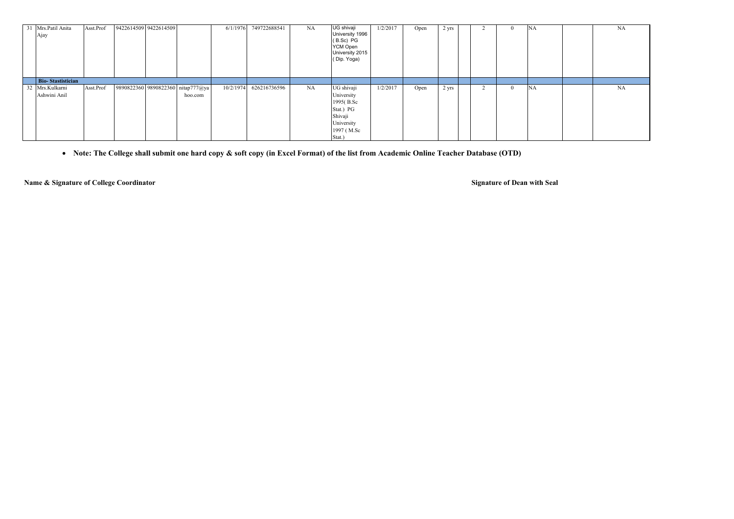| | | | | | | | | | | | | | | | | | | | |
|---|---|---|---|---|---|---|---|---|---|---|---|---|---|---|---|---|---|---|---|
| 31 | Mrs.Patil Anita Ajay | Asst.Prof | 9422614509 | 9422614509 | | 6/1/1976 | 749722688541 | NA | UG shivaji University 1996 ( B.Sc) PG YCM Open University 2015 ( Dip. Yoga) | 1/2/2017 | Open | 2 yrs | | 2 | 0 | NA | | NA |
| | **Bio- Stastistician** | | | | | | | | | | | | | | | | | |
| 32 | Mrs.Kulkarni Ashwini Anil | Asst.Prof | 9890822360 | 9890822360 | nitap777@yahoo.com | 10/2/1974 | 626216736596 | NA | UG shivaji University 1995( B.Sc Stat.) PG Shivaji University 1997 ( M.Sc Stat.) | 1/2/2017 | Open | 2 yrs | | 2 | 0 | NA | | NA |

- **Note: The College shall submit one hard copy & soft copy (in Excel Format) of the list from Academic Online Teacher Database (OTD)**

**Name & Signature of College Coordinator**

**Signature of Dean with Seal**